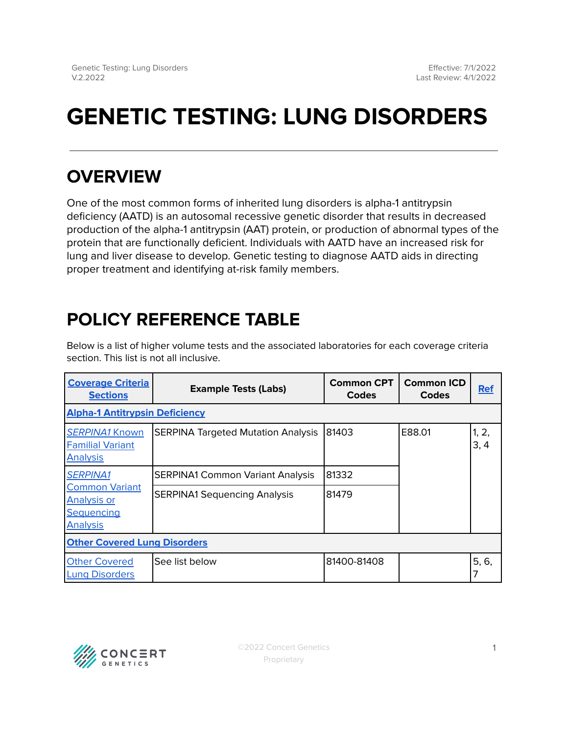# GENETIC TESTING: LUNG DISORDERS

## OVERVIEW

One of the most common forms of inherited lung disorders is alpha-1 antitrypsin deficiency (AATD) is an autosomal recessive genetic disorder that results in decreased production of the alpha-1 antitrypsin (AAT) protein, or production of abnormal types of the protein that are functionally deficient. Individuals with AATD have an increased risk for lung and liver disease to develop. Genetic testing to diagnose AATD aids in directing proper treatment and identifying at-risk family members.

## POLICY REFERENCE TABLE

Below is a list of higher volume tests and the associated laboratories for each coverage criteria section. This list is not all inclusive.

| Coverage Criteria Sections | Example Tests (Labs) | Common CPT Codes | Common ICD Codes | Ref |
|---|---|---|---|---|
| **Alpha-1 Antitrypsin Deficiency** | | | | |
| *SERPINA1* Known Familial Variant Analysis | SERPINA Targeted Mutation Analysis | 81403 | E88.01 | 1, 2, 3, 4 |
| *SERPINA1* Common Variant Analysis or Sequencing Analysis | SERPINA1 Common Variant Analysis | 81332 | | |
| | SERPINA1 Sequencing Analysis | 81479 | | |
| **Other Covered Lung Disorders** | | | | |
| Other Covered Lung Disorders | See list below | 81400-81408 | | 5, 6, 7 |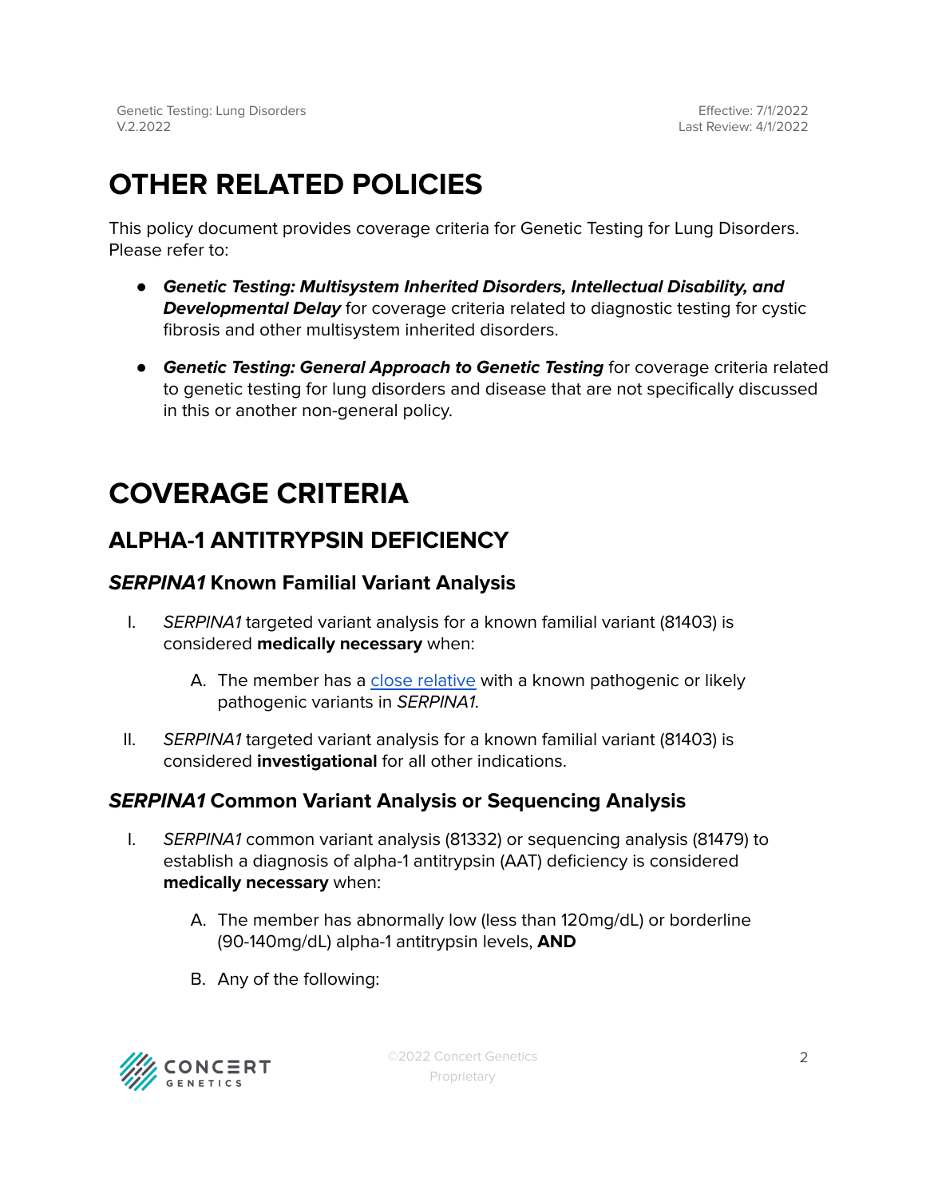# OTHER RELATED POLICIES

This policy document provides coverage criteria for Genetic Testing for Lung Disorders. Please refer to:

- ***Genetic Testing: Multisystem Inherited Disorders, Intellectual Disability, and Developmental Delay*** for coverage criteria related to diagnostic testing for cystic fibrosis and other multisystem inherited disorders.
- ***Genetic Testing: General Approach to Genetic Testing*** for coverage criteria related to genetic testing for lung disorders and disease that are not specifically discussed in this or another non-general policy.

# COVERAGE CRITERIA

## ALPHA-1 ANTITRYPSIN DEFICIENCY

### *SERPINA1* Known Familial Variant Analysis

I. *SERPINA1* targeted variant analysis for a known familial variant (81403) is considered **medically necessary** when:

   A. The member has a close relative with a known pathogenic or likely pathogenic variants in *SERPINA1*.

II. *SERPINA1* targeted variant analysis for a known familial variant (81403) is considered **investigational** for all other indications.

### *SERPINA1* Common Variant Analysis or Sequencing Analysis

I. *SERPINA1* common variant analysis (81332) or sequencing analysis (81479) to establish a diagnosis of alpha-1 antitrypsin (AAT) deficiency is considered **medically necessary** when:

   A. The member has abnormally low (less than 120mg/dL) or borderline (90-140mg/dL) alpha-1 antitrypsin levels, **AND**

   B. Any of the following: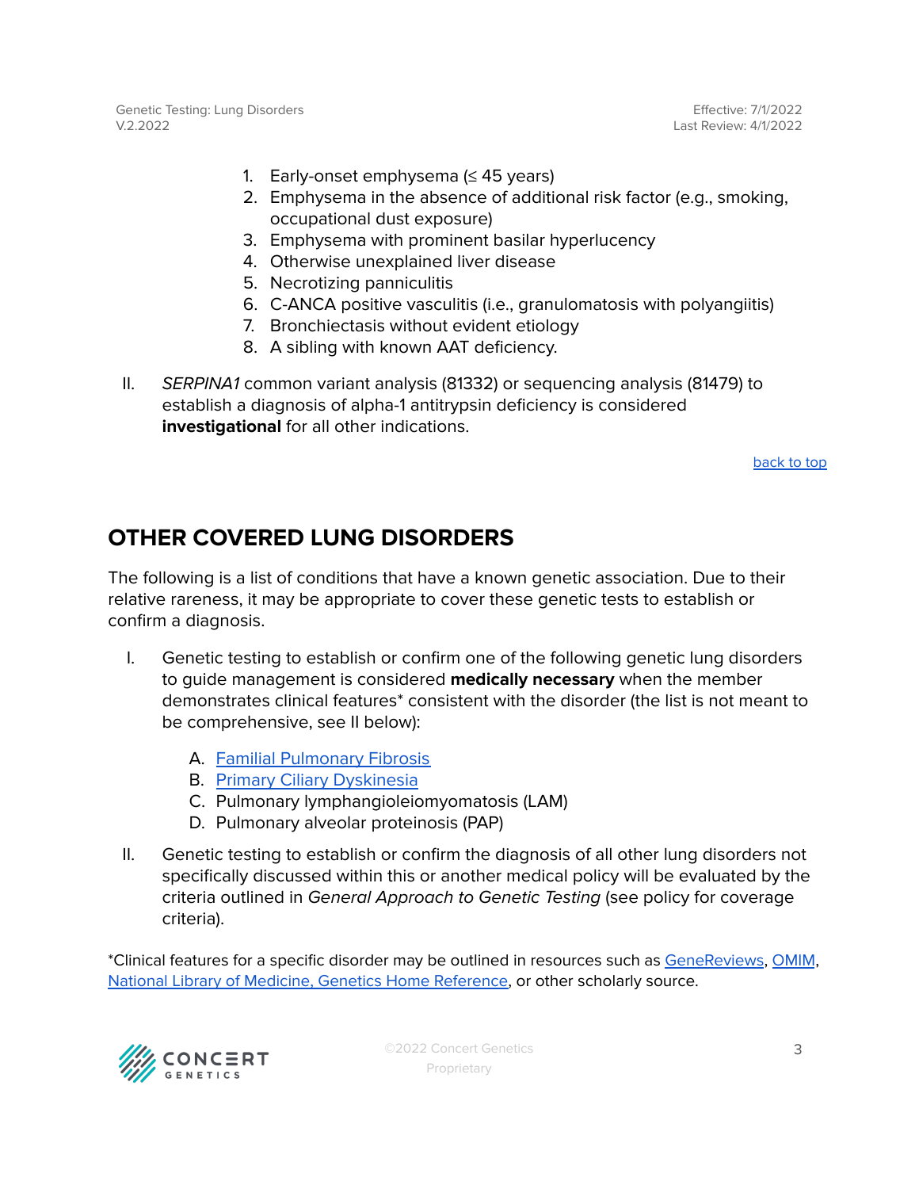1. Early-onset emphysema (≤ 45 years)
2. Emphysema in the absence of additional risk factor (e.g., smoking, occupational dust exposure)
3. Emphysema with prominent basilar hyperlucency
4. Otherwise unexplained liver disease
5. Necrotizing panniculitis
6. C-ANCA positive vasculitis (i.e., granulomatosis with polyangiitis)
7. Bronchiectasis without evident etiology
8. A sibling with known AAT deficiency.

II. *SERPINA1* common variant analysis (81332) or sequencing analysis (81479) to establish a diagnosis of alpha-1 antitrypsin deficiency is considered **investigational** for all other indications.

back to top

## OTHER COVERED LUNG DISORDERS

The following is a list of conditions that have a known genetic association. Due to their relative rareness, it may be appropriate to cover these genetic tests to establish or confirm a diagnosis.

I. Genetic testing to establish or confirm one of the following genetic lung disorders to guide management is considered **medically necessary** when the member demonstrates clinical features* consistent with the disorder (the list is not meant to be comprehensive, see II below):

   A. Familial Pulmonary Fibrosis
   B. Primary Ciliary Dyskinesia
   C. Pulmonary lymphangioleiomyomatosis (LAM)
   D. Pulmonary alveolar proteinosis (PAP)

II. Genetic testing to establish or confirm the diagnosis of all other lung disorders not specifically discussed within this or another medical policy will be evaluated by the criteria outlined in *General Approach to Genetic Testing* (see policy for coverage criteria).

*Clinical features for a specific disorder may be outlined in resources such as GeneReviews, OMIM, National Library of Medicine, Genetics Home Reference, or other scholarly source.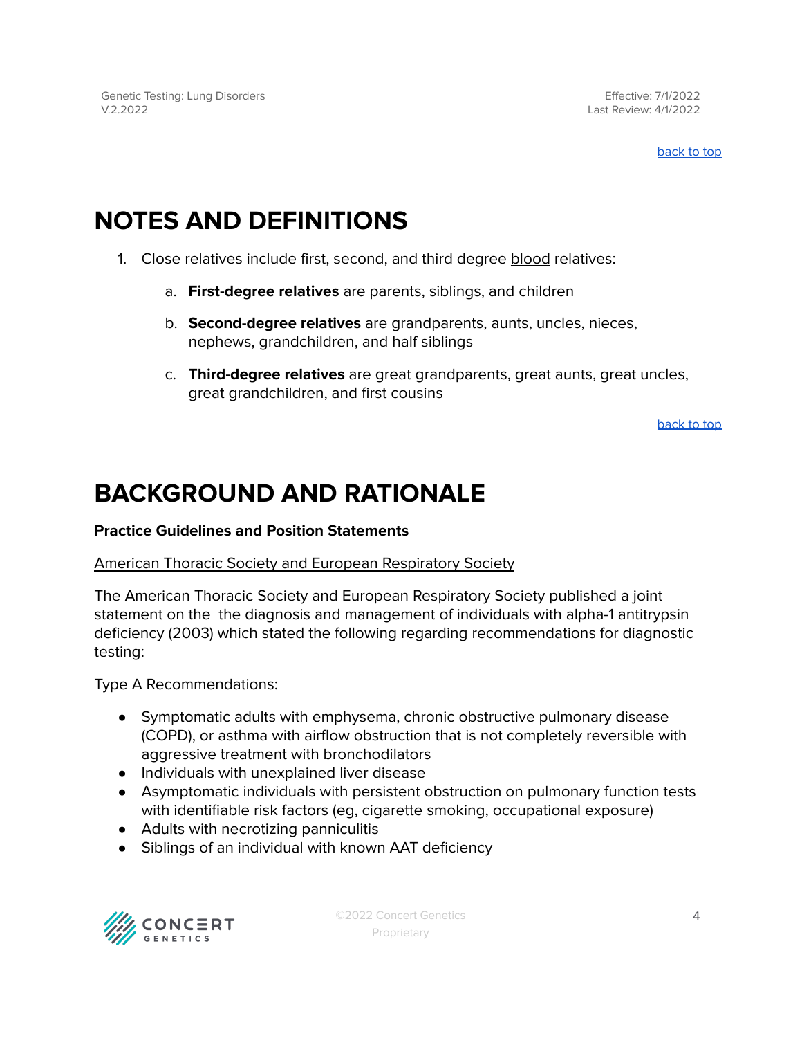back to top

# NOTES AND DEFINITIONS

1. Close relatives include first, second, and third degree blood relatives:
   a. **First-degree relatives** are parents, siblings, and children
   b. **Second-degree relatives** are grandparents, aunts, uncles, nieces, nephews, grandchildren, and half siblings
   c. **Third-degree relatives** are great grandparents, great aunts, great uncles, great grandchildren, and first cousins

back to top

# BACKGROUND AND RATIONALE

**Practice Guidelines and Position Statements**

American Thoracic Society and European Respiratory Society

The American Thoracic Society and European Respiratory Society published a joint statement on the the diagnosis and management of individuals with alpha-1 antitrypsin deficiency (2003) which stated the following regarding recommendations for diagnostic testing:

Type A Recommendations:

- Symptomatic adults with emphysema, chronic obstructive pulmonary disease (COPD), or asthma with airflow obstruction that is not completely reversible with aggressive treatment with bronchodilators
- Individuals with unexplained liver disease
- Asymptomatic individuals with persistent obstruction on pulmonary function tests with identifiable risk factors (eg, cigarette smoking, occupational exposure)
- Adults with necrotizing panniculitis
- Siblings of an individual with known AAT deficiency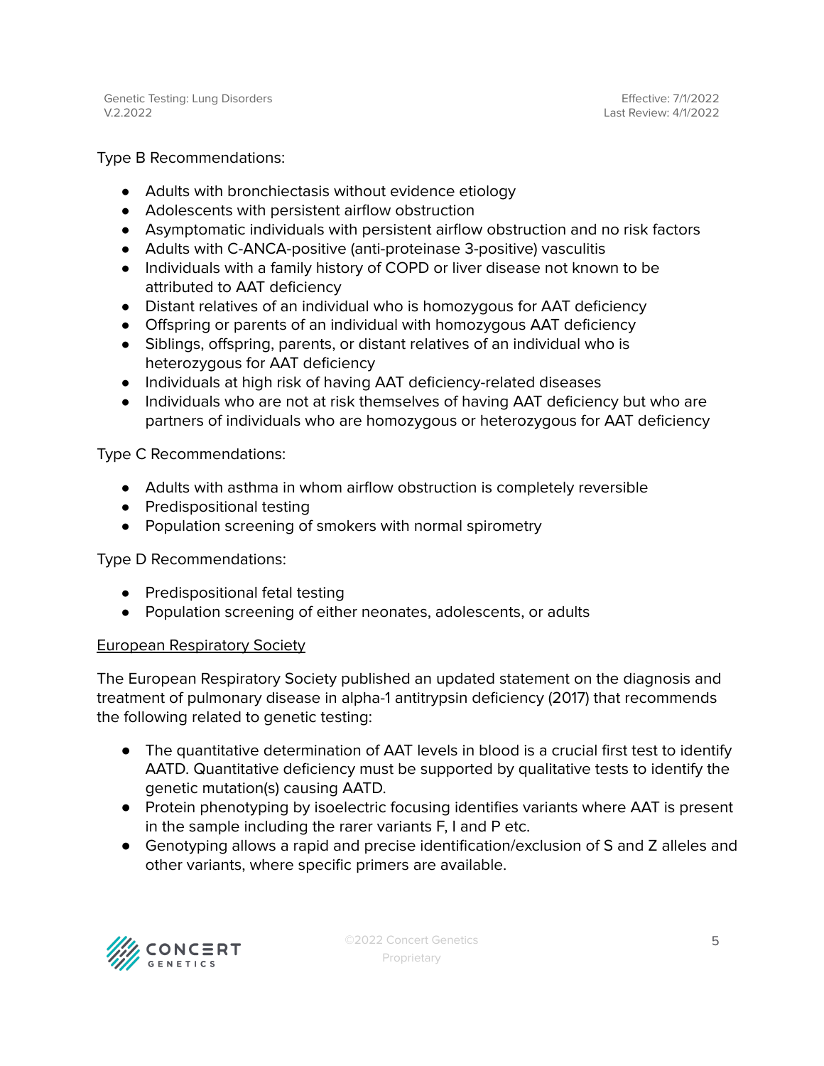Type B Recommendations:

- Adults with bronchiectasis without evidence etiology
- Adolescents with persistent airflow obstruction
- Asymptomatic individuals with persistent airflow obstruction and no risk factors
- Adults with C-ANCA-positive (anti-proteinase 3-positive) vasculitis
- Individuals with a family history of COPD or liver disease not known to be attributed to AAT deficiency
- Distant relatives of an individual who is homozygous for AAT deficiency
- Offspring or parents of an individual with homozygous AAT deficiency
- Siblings, offspring, parents, or distant relatives of an individual who is heterozygous for AAT deficiency
- Individuals at high risk of having AAT deficiency-related diseases
- Individuals who are not at risk themselves of having AAT deficiency but who are partners of individuals who are homozygous or heterozygous for AAT deficiency

Type C Recommendations:

- Adults with asthma in whom airflow obstruction is completely reversible
- Predispositional testing
- Population screening of smokers with normal spirometry

Type D Recommendations:

- Predispositional fetal testing
- Population screening of either neonates, adolescents, or adults

<u>European Respiratory Society</u>

The European Respiratory Society published an updated statement on the diagnosis and treatment of pulmonary disease in alpha-1 antitrypsin deficiency (2017) that recommends the following related to genetic testing:

- The quantitative determination of AAT levels in blood is a crucial first test to identify AATD. Quantitative deficiency must be supported by qualitative tests to identify the genetic mutation(s) causing AATD.
- Protein phenotyping by isoelectric focusing identifies variants where AAT is present in the sample including the rarer variants F, I and P etc.
- Genotyping allows a rapid and precise identification/exclusion of S and Z alleles and other variants, where specific primers are available.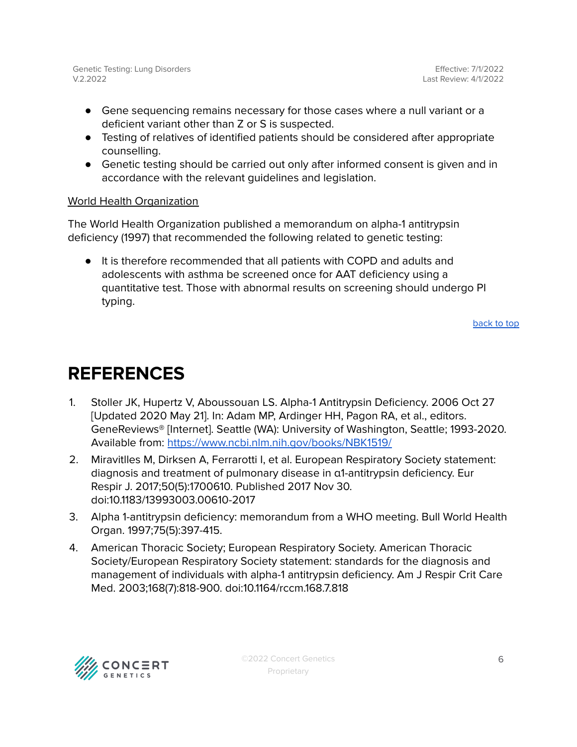- Gene sequencing remains necessary for those cases where a null variant or a deficient variant other than Z or S is suspected.
- Testing of relatives of identified patients should be considered after appropriate counselling.
- Genetic testing should be carried out only after informed consent is given and in accordance with the relevant guidelines and legislation.

World Health Organization

The World Health Organization published a memorandum on alpha-1 antitrypsin deficiency (1997) that recommended the following related to genetic testing:

- It is therefore recommended that all patients with COPD and adults and adolescents with asthma be screened once for AAT deficiency using a quantitative test. Those with abnormal results on screening should undergo PI typing.

back to top

# REFERENCES

1. Stoller JK, Hupertz V, Aboussouan LS. Alpha-1 Antitrypsin Deficiency. 2006 Oct 27 [Updated 2020 May 21]. In: Adam MP, Ardinger HH, Pagon RA, et al., editors. GeneReviews® [Internet]. Seattle (WA): University of Washington, Seattle; 1993-2020. Available from: https://www.ncbi.nlm.nih.gov/books/NBK1519/
2. Miravitlles M, Dirksen A, Ferrarotti I, et al. European Respiratory Society statement: diagnosis and treatment of pulmonary disease in α1-antitrypsin deficiency. Eur Respir J. 2017;50(5):1700610. Published 2017 Nov 30. doi:10.1183/13993003.00610-2017
3. Alpha 1-antitrypsin deficiency: memorandum from a WHO meeting. Bull World Health Organ. 1997;75(5):397-415.
4. American Thoracic Society; European Respiratory Society. American Thoracic Society/European Respiratory Society statement: standards for the diagnosis and management of individuals with alpha-1 antitrypsin deficiency. Am J Respir Crit Care Med. 2003;168(7):818-900. doi:10.1164/rccm.168.7.818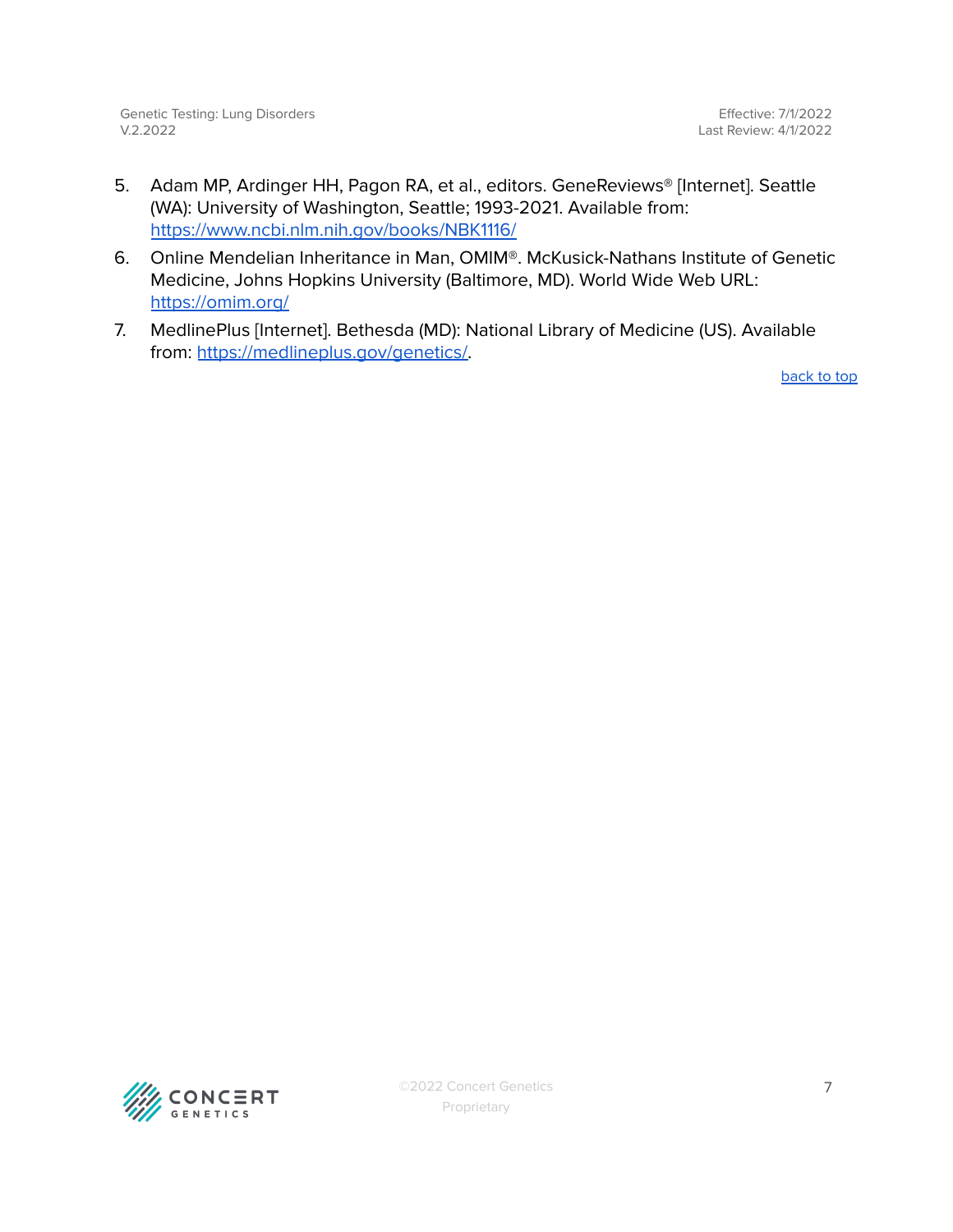5. Adam MP, Ardinger HH, Pagon RA, et al., editors. GeneReviews® [Internet]. Seattle (WA): University of Washington, Seattle; 1993-2021. Available from: https://www.ncbi.nlm.nih.gov/books/NBK1116/
6. Online Mendelian Inheritance in Man, OMIM®. McKusick-Nathans Institute of Genetic Medicine, Johns Hopkins University (Baltimore, MD). World Wide Web URL: https://omim.org/
7. MedlinePlus [Internet]. Bethesda (MD): National Library of Medicine (US). Available from: https://medlineplus.gov/genetics/.

back to top